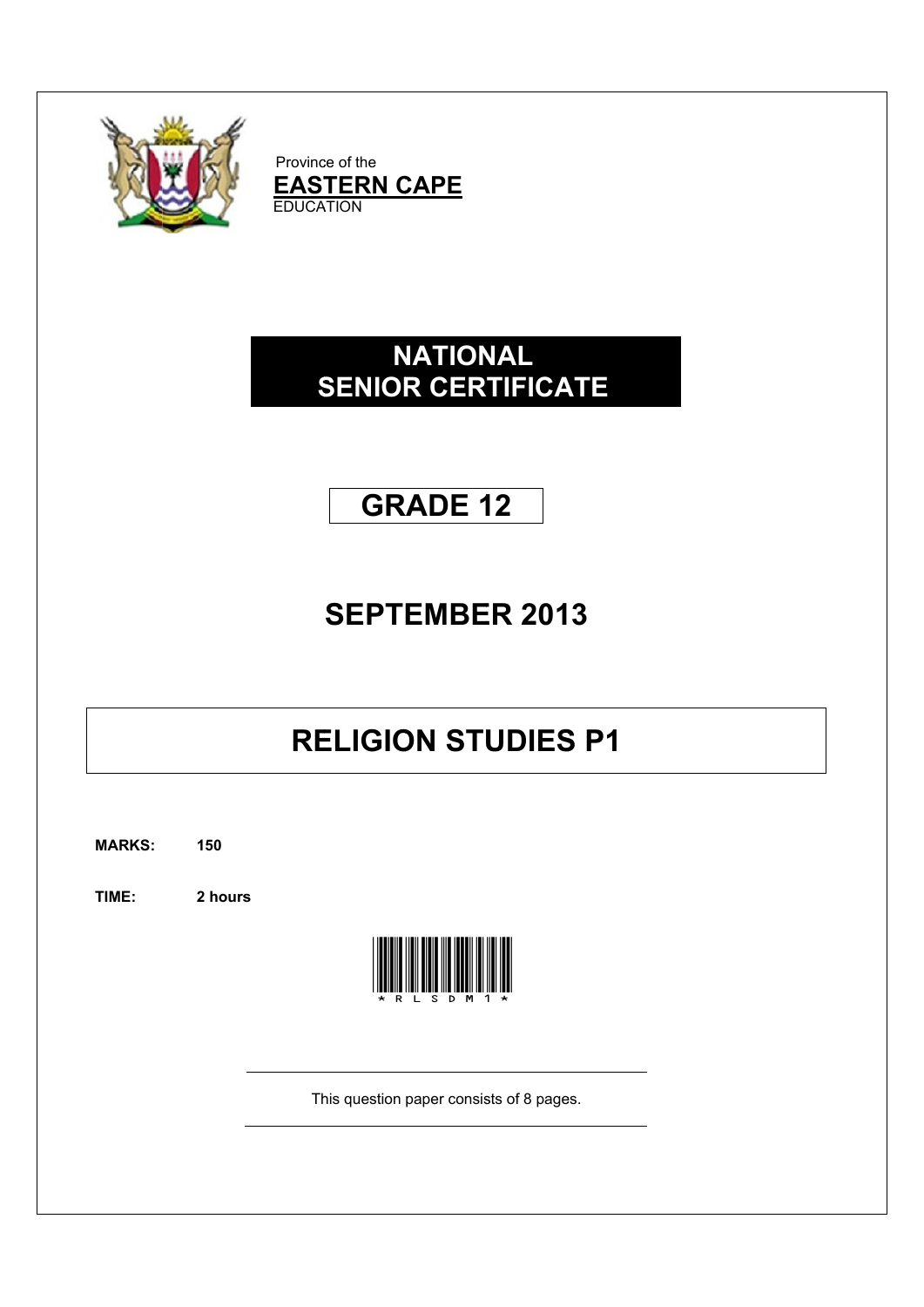Province of the

**EASTERN CAPE**

EDUCATION

# NATIONAL SENIOR CERTIFICATE

# GRADE 12

## SEPTEMBER 2013

# RELIGION STUDIES P1

**MARKS: 150**

**TIME: 2 hours**

*RLSDM1*

This question paper consists of 8 pages.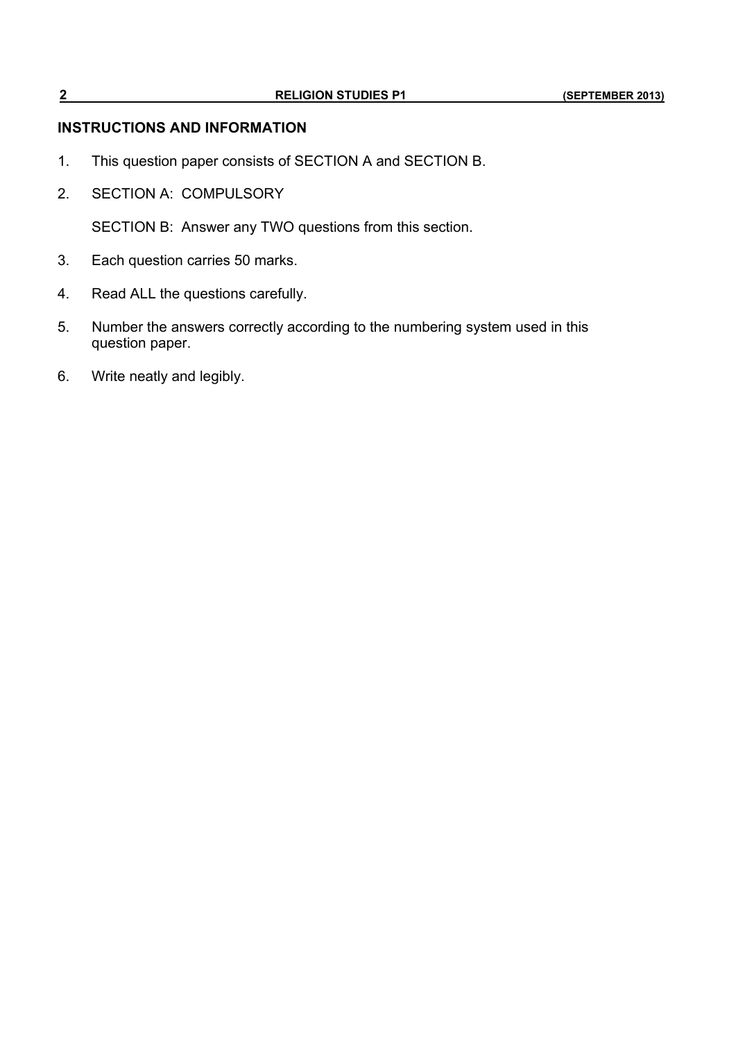## INSTRUCTIONS AND INFORMATION

1. This question paper consists of SECTION A and SECTION B.

2. SECTION A: COMPULSORY

   SECTION B: Answer any TWO questions from this section.

3. Each question carries 50 marks.

4. Read ALL the questions carefully.

5. Number the answers correctly according to the numbering system used in this question paper.

6. Write neatly and legibly.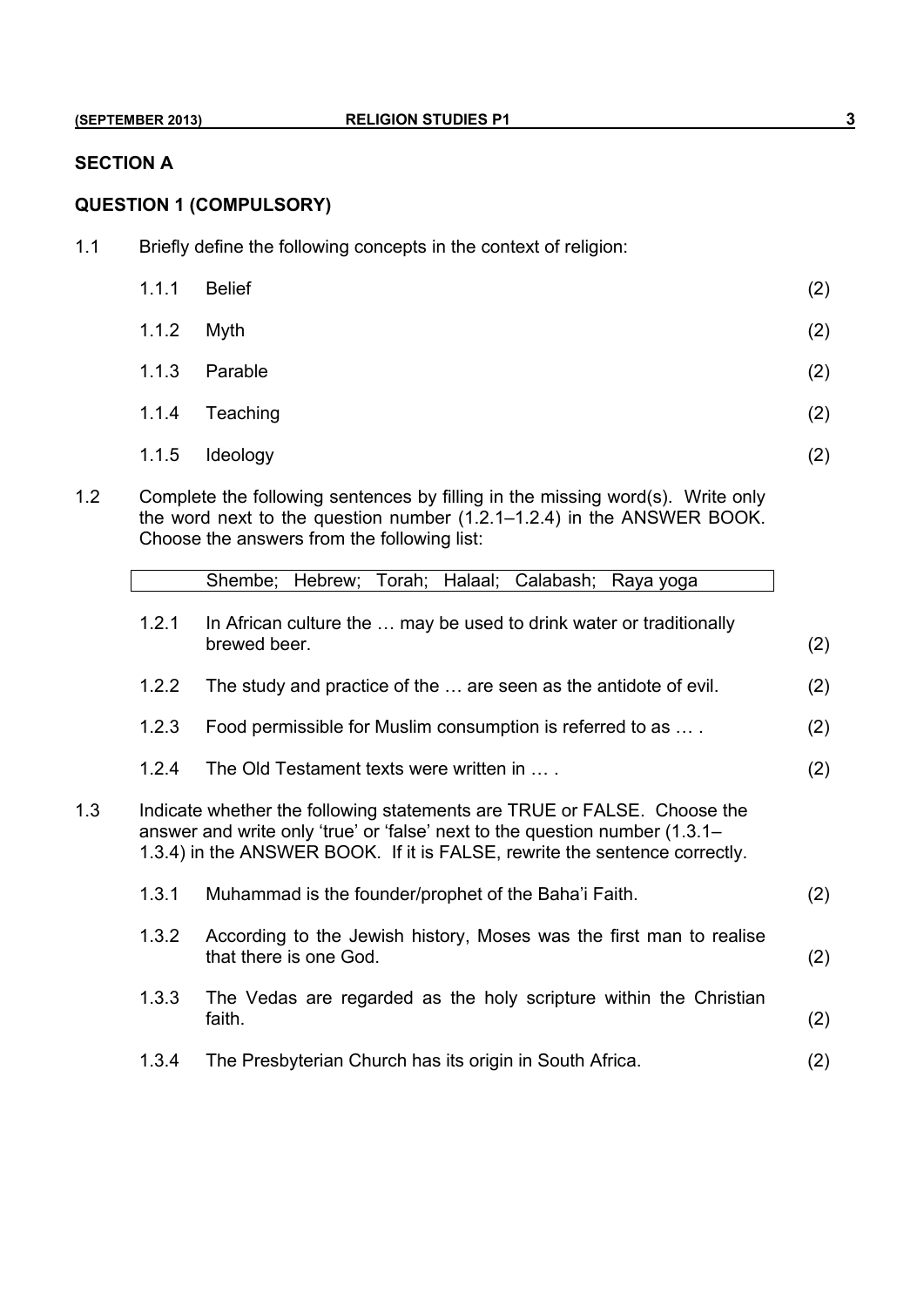## SECTION A

### QUESTION 1 (COMPULSORY)

1.1 Briefly define the following concepts in the context of religion:

| | | |
|---|---|---|
| 1.1.1 | Belief | (2) |
| 1.1.2 | Myth | (2) |
| 1.1.3 | Parable | (2) |
| 1.1.4 | Teaching | (2) |
| 1.1.5 | Ideology | (2) |

1.2 Complete the following sentences by filling in the missing word(s). Write only the word next to the question number (1.2.1–1.2.4) in the ANSWER BOOK. Choose the answers from the following list:

| Shembe; Hebrew; Torah; Halaal; Calabash; Raya yoga |
|---|

| | | |
|---|---|---|
| 1.2.1 | In African culture the … may be used to drink water or traditionally brewed beer. | (2) |
| 1.2.2 | The study and practice of the … are seen as the antidote of evil. | (2) |
| 1.2.3 | Food permissible for Muslim consumption is referred to as … . | (2) |
| 1.2.4 | The Old Testament texts were written in … . | (2) |

1.3 Indicate whether the following statements are TRUE or FALSE. Choose the answer and write only 'true' or 'false' next to the question number (1.3.1–1.3.4) in the ANSWER BOOK. If it is FALSE, rewrite the sentence correctly.

| | | |
|---|---|---|
| 1.3.1 | Muhammad is the founder/prophet of the Baha'i Faith. | (2) |
| 1.3.2 | According to the Jewish history, Moses was the first man to realise that there is one God. | (2) |
| 1.3.3 | The Vedas are regarded as the holy scripture within the Christian faith. | (2) |
| 1.3.4 | The Presbyterian Church has its origin in South Africa. | (2) |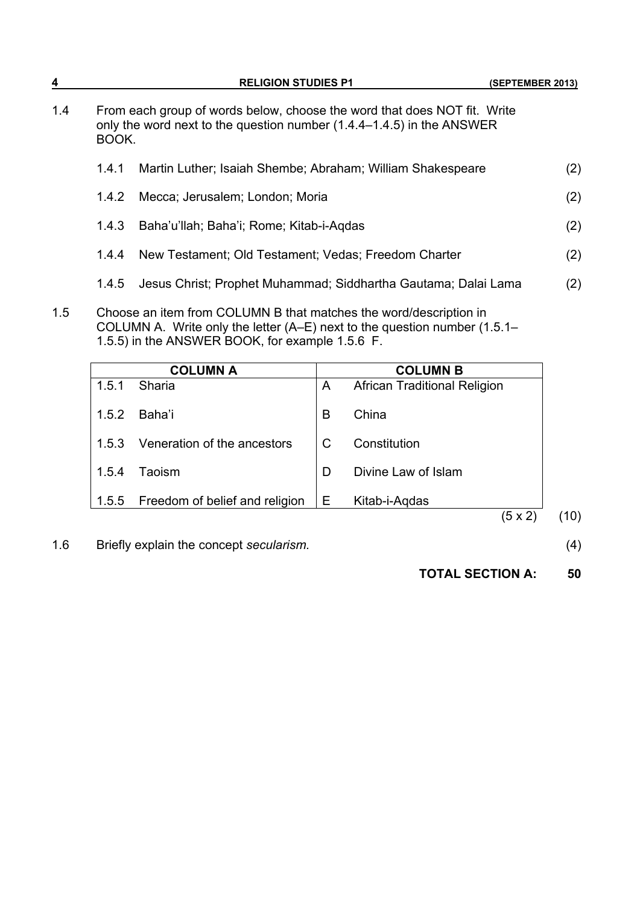1.4 From each group of words below, choose the word that does NOT fit. Write only the word next to the question number (1.4.4–1.4.5) in the ANSWER BOOK.

1.4.1 Martin Luther; Isaiah Shembe; Abraham; William Shakespeare (2)

1.4.2 Mecca; Jerusalem; London; Moria (2)

1.4.3 Baha'u'llah; Baha'i; Rome; Kitab-i-Aqdas (2)

1.4.4 New Testament; Old Testament; Vedas; Freedom Charter (2)

1.4.5 Jesus Christ; Prophet Muhammad; Siddhartha Gautama; Dalai Lama (2)

1.5 Choose an item from COLUMN B that matches the word/description in COLUMN A. Write only the letter (A–E) next to the question number (1.5.1–1.5.5) in the ANSWER BOOK, for example 1.5.6 F.

| COLUMN A | | COLUMN B | |
|---|---|---|---|
| 1.5.1 | Sharia | A | African Traditional Religion |
| 1.5.2 | Baha'i | B | China |
| 1.5.3 | Veneration of the ancestors | C | Constitution |
| 1.5.4 | Taoism | D | Divine Law of Islam |
| 1.5.5 | Freedom of belief and religion | E | Kitab-i-Aqdas |

(5 x 2) (10)

1.6 Briefly explain the concept *secularism.* (4)

**TOTAL SECTION A: 50**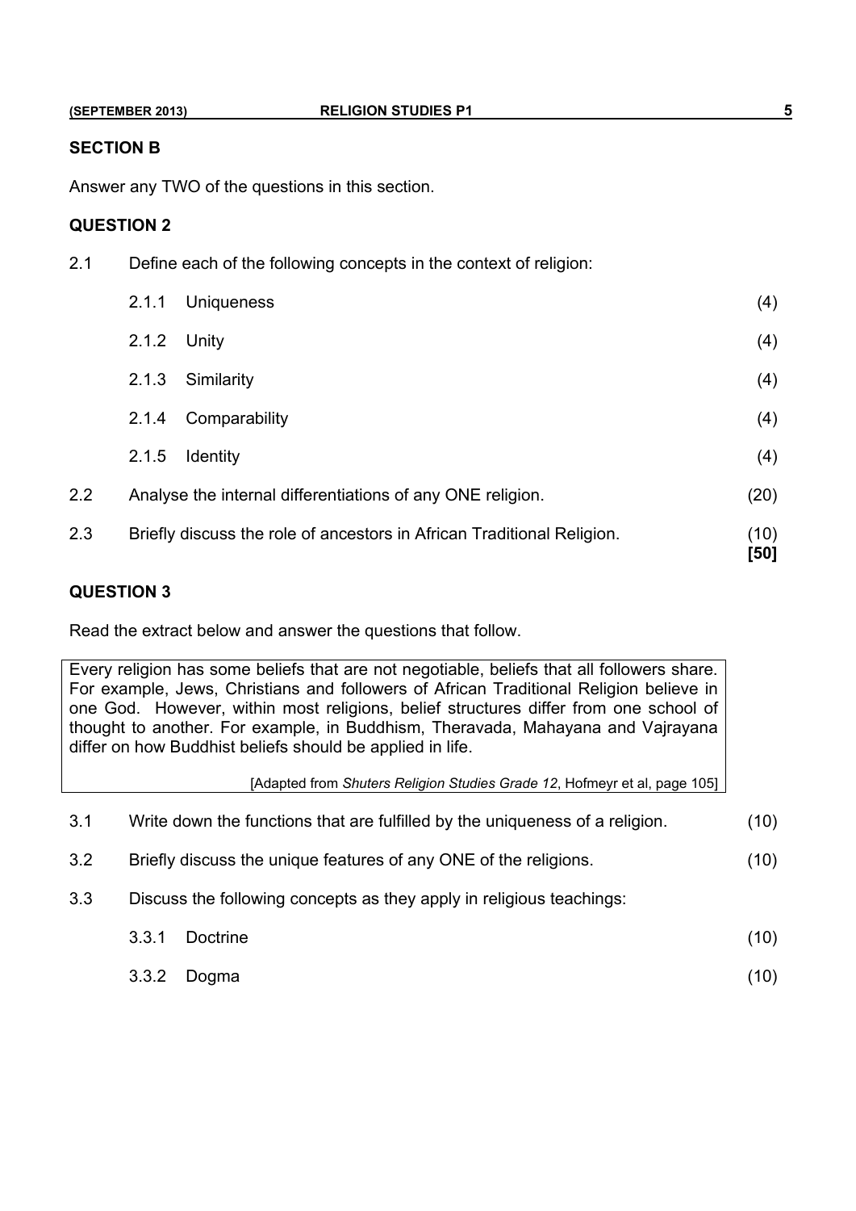## SECTION B

Answer any TWO of the questions in this section.

### QUESTION 2

2.1 Define each of the following concepts in the context of religion:

| | | |
|---|---|---|
| 2.1.1 | Uniqueness | (4) |
| 2.1.2 | Unity | (4) |
| 2.1.3 | Similarity | (4) |
| 2.1.4 | Comparability | (4) |
| 2.1.5 | Identity | (4) |

2.2 Analyse the internal differentiations of any ONE religion. (20)

2.3 Briefly discuss the role of ancestors in African Traditional Religion. (10)
**[50]**

### QUESTION 3

Read the extract below and answer the questions that follow.

> Every religion has some beliefs that are not negotiable, beliefs that all followers share. For example, Jews, Christians and followers of African Traditional Religion believe in one God. However, within most religions, belief structures differ from one school of thought to another. For example, in Buddhism, Theravada, Mahayana and Vajrayana differ on how Buddhist beliefs should be applied in life.
>
> [Adapted from *Shuters Religion Studies Grade 12*, Hofmeyr et al, page 105]

3.1 Write down the functions that are fulfilled by the uniqueness of a religion. (10)

3.2 Briefly discuss the unique features of any ONE of the religions. (10)

3.3 Discuss the following concepts as they apply in religious teachings:

| | | |
|---|---|---|
| 3.3.1 | Doctrine | (10) |
| 3.3.2 | Dogma | (10) |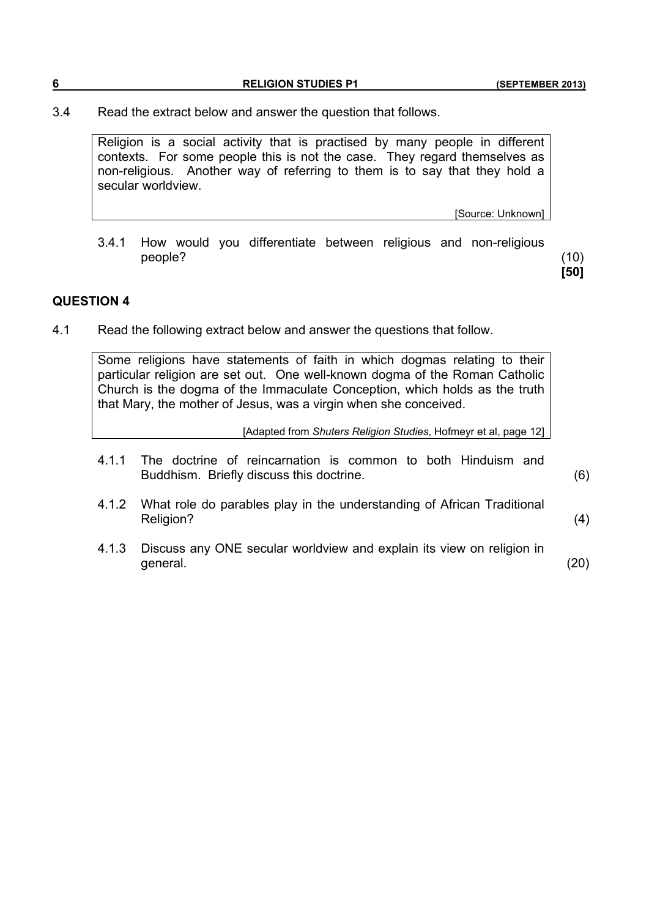3.4 Read the extract below and answer the question that follows.

> Religion is a social activity that is practised by many people in different contexts. For some people this is not the case. They regard themselves as non-religious. Another way of referring to them is to say that they hold a secular worldview.
>
> [Source: Unknown]

3.4.1 How would you differentiate between religious and non-religious people? (10)

**[50]**

## QUESTION 4

4.1 Read the following extract below and answer the questions that follow.

> Some religions have statements of faith in which dogmas relating to their particular religion are set out. One well-known dogma of the Roman Catholic Church is the dogma of the Immaculate Conception, which holds as the truth that Mary, the mother of Jesus, was a virgin when she conceived.
>
> [Adapted from *Shuters Religion Studies*, Hofmeyr et al, page 12]

4.1.1 The doctrine of reincarnation is common to both Hinduism and Buddhism. Briefly discuss this doctrine. (6)

4.1.2 What role do parables play in the understanding of African Traditional Religion? (4)

4.1.3 Discuss any ONE secular worldview and explain its view on religion in general. (20)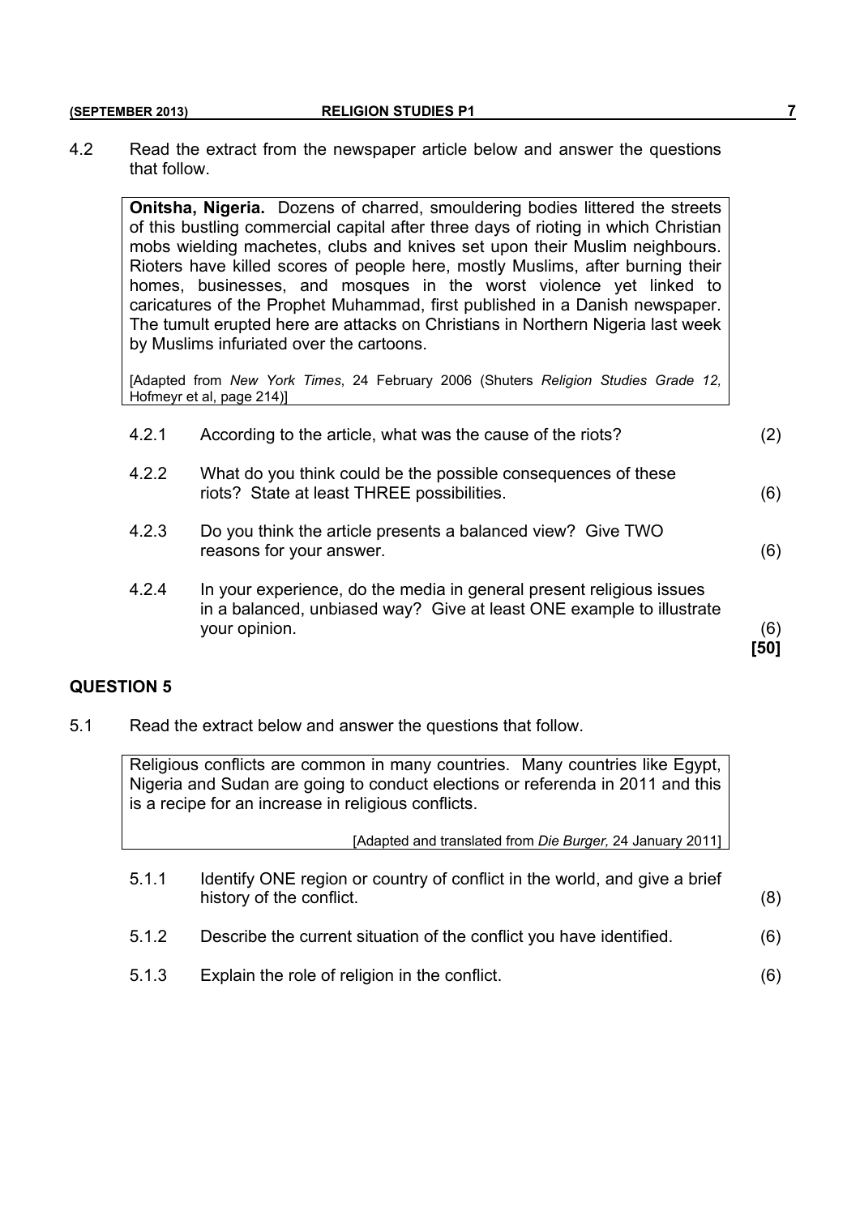4.2 Read the extract from the newspaper article below and answer the questions that follow.

> **Onitsha, Nigeria.** Dozens of charred, smouldering bodies littered the streets of this bustling commercial capital after three days of rioting in which Christian mobs wielding machetes, clubs and knives set upon their Muslim neighbours. Rioters have killed scores of people here, mostly Muslims, after burning their homes, businesses, and mosques in the worst violence yet linked to caricatures of the Prophet Muhammad, first published in a Danish newspaper. The tumult erupted here are attacks on Christians in Northern Nigeria last week by Muslims infuriated over the cartoons.
>
> [Adapted from *New York Times*, 24 February 2006 (Shuters *Religion Studies Grade 12,* Hofmeyr et al, page 214)]

| | | |
|---|---|---|
| 4.2.1 | According to the article, what was the cause of the riots? | (2) |
| 4.2.2 | What do you think could be the possible consequences of these riots? State at least THREE possibilities. | (6) |
| 4.2.3 | Do you think the article presents a balanced view? Give TWO reasons for your answer. | (6) |
| 4.2.4 | In your experience, do the media in general present religious issues in a balanced, unbiased way? Give at least ONE example to illustrate your opinion. | (6) **[50]** |

## QUESTION 5

5.1 Read the extract below and answer the questions that follow.

> Religious conflicts are common in many countries. Many countries like Egypt, Nigeria and Sudan are going to conduct elections or referenda in 2011 and this is a recipe for an increase in religious conflicts.
>
> [Adapted and translated from *Die Burger,* 24 January 2011]

| | | |
|---|---|---|
| 5.1.1 | Identify ONE region or country of conflict in the world, and give a brief history of the conflict. | (8) |
| 5.1.2 | Describe the current situation of the conflict you have identified. | (6) |
| 5.1.3 | Explain the role of religion in the conflict. | (6) |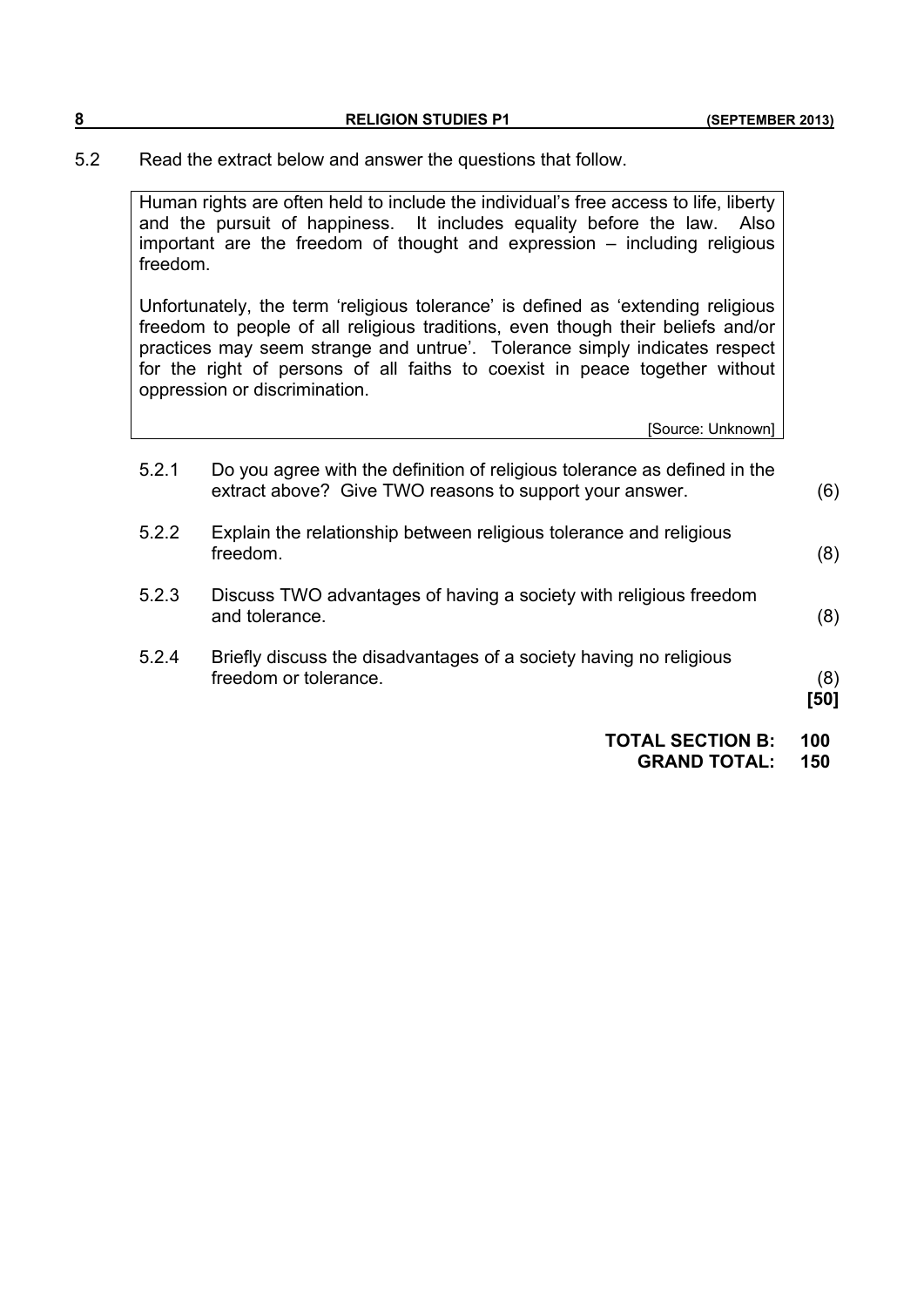5.2 Read the extract below and answer the questions that follow.

> Human rights are often held to include the individual's free access to life, liberty and the pursuit of happiness. It includes equality before the law. Also important are the freedom of thought and expression – including religious freedom.
>
> Unfortunately, the term 'religious tolerance' is defined as 'extending religious freedom to people of all religious traditions, even though their beliefs and/or practices may seem strange and untrue'. Tolerance simply indicates respect for the right of persons of all faiths to coexist in peace together without oppression or discrimination.
>
> [Source: Unknown]

5.2.1 Do you agree with the definition of religious tolerance as defined in the extract above? Give TWO reasons to support your answer. (6)

5.2.2 Explain the relationship between religious tolerance and religious freedom. (8)

5.2.3 Discuss TWO advantages of having a society with religious freedom and tolerance. (8)

5.2.4 Briefly discuss the disadvantages of a society having no religious freedom or tolerance. (8)
**[50]**

**TOTAL SECTION B: 100**
**GRAND TOTAL: 150**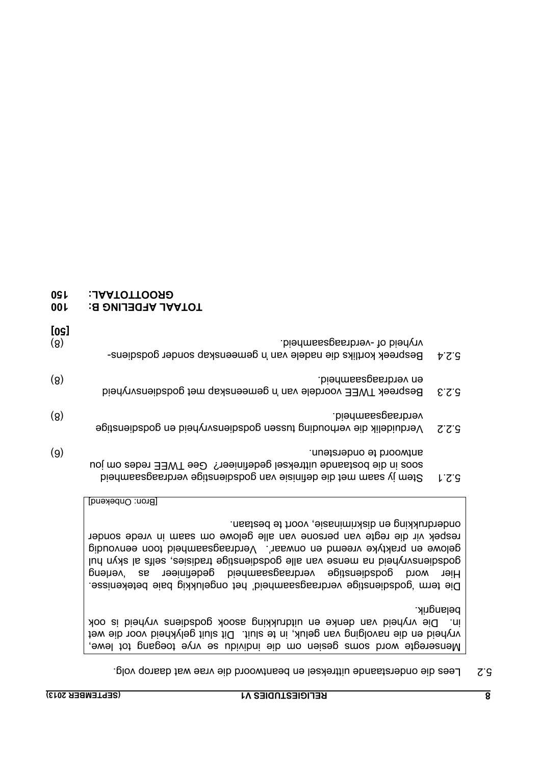5.2 Lees die onderstaande uittreksel en beantwoord die vrae wat daarop volg.

> Menseregte word soms gesien om die individu se vrye toegang tot lewe, vryheid en die navolging van geluk, in te sluit. Dit sluit gelykheid voor die wet in. Die vryheid van denke en uitdrukking asook godsdiens vryheid is ook belangrik.
>
> Die term 'godsdienstige verdraagsaamheid' het ongelukkig baie betekenisse. Hier word godsdienstige verdraagsaamheid gedefinieer as 'verleng godsdiensvryheid na mense van alle godsdienstige tradisies, selfs al skyn hul gelowe en praktyke vreemd en onwaar'. Verdraagsaamheid toon eenvoudig respek vir die regte van persone van alle gelowe om saam in vrede sonder onderdrukking en diskriminasie, voort te bestaan.
>
> [Bron: Onbekend]

5.2.1 Stem jy saam met die definisie van godsdienstige verdraagsaamheid soos in die bostaande uittreksel gedefinieer? Gee TWEE redes om jou antwoord te ondersteun. (6)

5.2.2 Verduidelik die verhouding tussen godsdiensvryheid en godsdienstige verdraagsaamheid. (8)

5.2.3 Bespreek TWEE voordele van 'n gemeenskap met godsdiensvryheid en verdraagsaamheid. (8)

5.2.4 Bespreek kortliks die nadele van 'n gemeenskap sonder godsdiens-vryheid of -verdraagsaamheid. (8)

**[50]**

**TOTAAL AFDELING B: 100**

**GROOTTOTAAL: 150**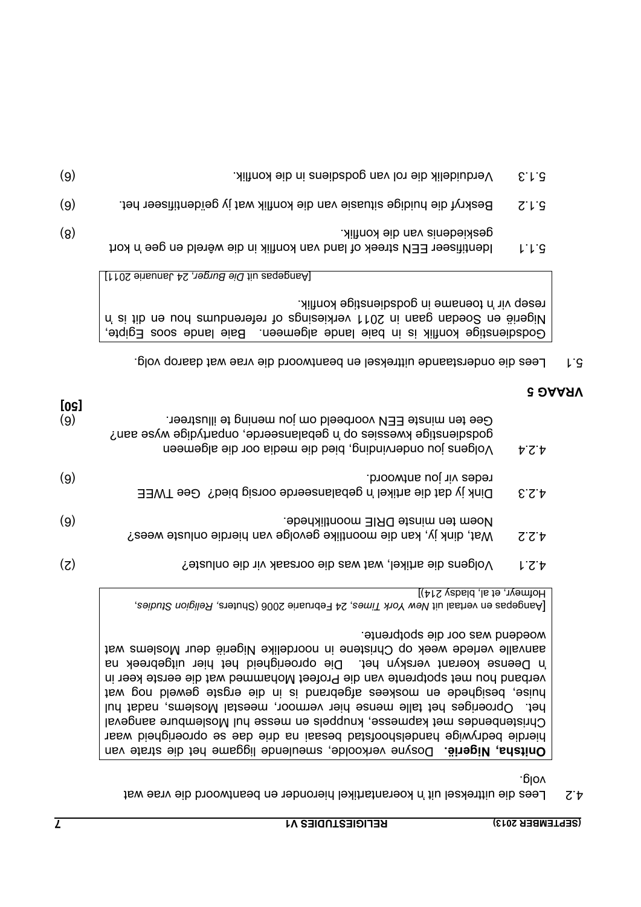4.2 Lees die uittreksel uit 'n koerantartikel hieronder en beantwoord die vrae wat volg.

> **Onitsha, Nigerië.** Dosyne verkoolde, smeulende liggame het die strate van hierdie bedrywige handelshoofstad besaai na drie dae se oproerigheid waar Christenbendes met kapmesse, knuppels en messe hul Moslemburе aangeval het. Oproeriges het talle mense hier vermoor, meestal Moslems, nadat hul huise, besighede en moskees afgebrand is in die ergste geweld nog wat verband hou met spotprente van die Profeet Mohammed wat die eerste keer in 'n Deense koerant verskyn het. Die oproerigheid het hier uitgebreek na aanvalle verlede week op Christene in noordelike Nigerië deur Moslems wat woedend was oor die spotprente.
>
> [Aangepas en vertaal uit *New York Times*, 24 Februarie 2006 (Shuters, *Religion Studies*, Hofmeyr, et al, bladsy 214)]

4.2.1 Volgens die artikel, wat was die oorsaak vir die onluste? (2)

4.2.2 Wat, dink jy, kan die moontlike gevolge van hierdie onluste wees? Noem ten minste DRIE moontlikhede. (6)

4.2.3 Dink jy dat die artikel 'n gebalanseerde oorsig bied? Gee TWEE redes vir jou antwoord. (6)

4.2.4 Volgens jou ondervinding, bied die media oor die algemeen godsdienstige kwessies op 'n gebalanseerde, onpartydige wyse aan? Gee ten minste EEN voorbeeld om jou mening te illustreer. (6)

**[50]**

## VRAAG 5

5.1 Lees die onderstaande uittreksel en beantwoord die vrae wat daarop volg.

> Godsdienstige konflik is in baie lande algemeen. Baie lande soos Egipte, Nigerië en Soedan gaan in 2011 verkiesings of referendums hou en dit is 'n resep vir 'n toename in godsdienstige konflik.
>
> [Aangepas uit *Die Burger*, 24 Januarie 2011]

5.1.1 Identifiseer EEN streek of land van konflik in die wêreld en gee 'n kort geskiedenis van die konflik. (8)

5.1.2 Beskryf die huidige situasie van die konflik wat jy geïdentifiseer het. (6)

5.1.3 Verduidelik die rol van godsdiens in die konflik. (6)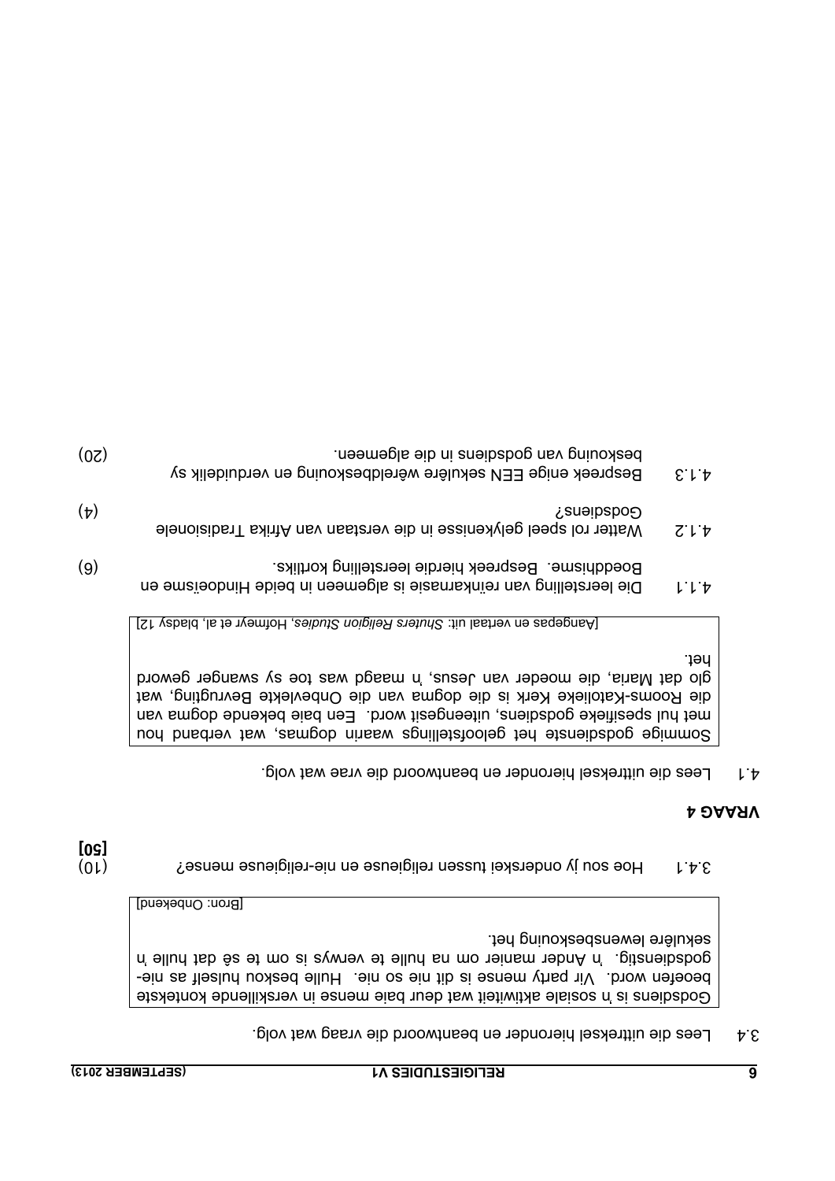3.4 Lees die uittreksel hieronder en beantwoord die vraag wat volg.

> Godsdiens is 'n sosiale aktiwiteit wat deur baie mense in verskillende kontekste beoefen word. Vir party mense is dit nie so nie. Hulle beskou hulself as nie-godsdienstig. 'n Ander manier om na hulle te verwys is om te sê dat hulle 'n sekulêre lewensbeskouing het.
>
> [Bron: Onbekend]

3.4.1 Hoe sou jy onderskei tussen religieuse en nie-religieuse mense? (10)

**[50]**

## VRAAG 4

4.1 Lees die uittreksel hieronder en beantwoord die vrae wat volg.

> Sommige godsdienste het geloofstellings waarin dogmas, wat verband hou met hul spesifieke godsdiens, uiteengesit word. Een baie bekende dogma van die Rooms-Katolieke Kerk is die dogma van die Onbevlekte Bevrugting, wat glo dat Maria, die moeder van Jesus, 'n maagd was toe sy swanger geword het.
>
> [Aangepas en vertaal uit: *Shuters Religion Studies*, Hofmeyr et al, bladsy 12]

4.1.1 Die leerstelling van reïnkarnasie is algemeen in beide Hindoeïsme en Boeddhisme. Bespreek hierdie leerstelling kortliks. (6)

4.1.2 Watter rol speel gelykenisse in die verstaan van Afrika Tradisionele Godsdiens? (4)

4.1.3 Bespreek enige EEN sekulêre wêreldbeskouing en verduidelik sy beskouing van godsdiens in die algemeen. (20)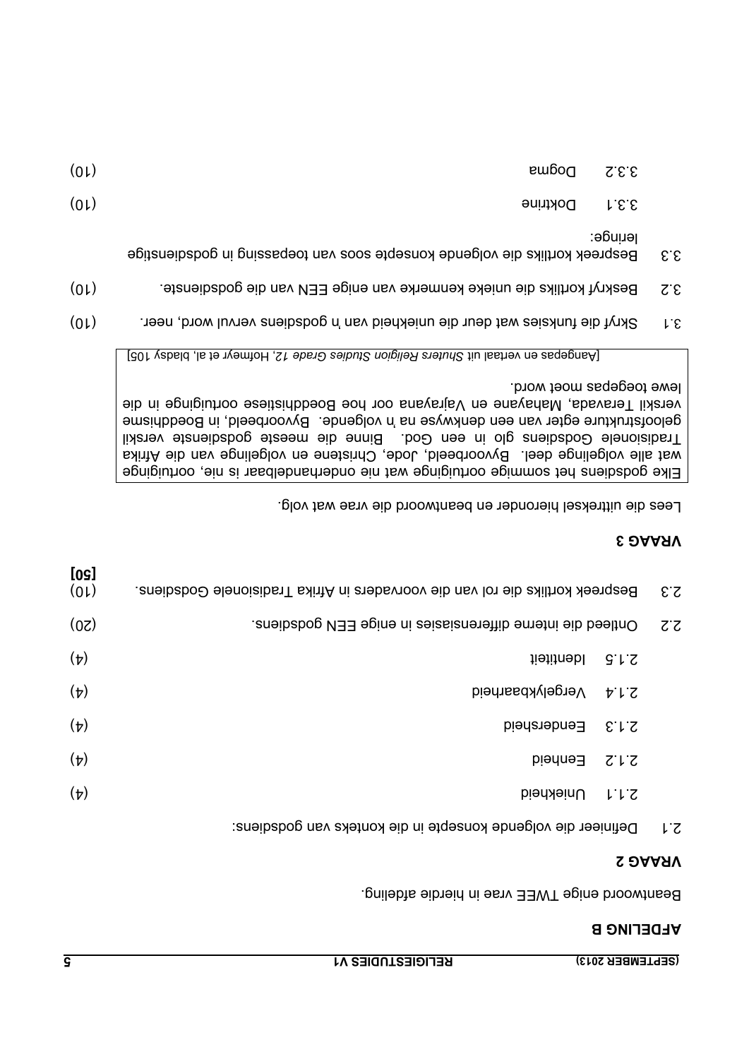# AFDELING B

Beantwoord enige TWEE vrae in hierdie afdeling.

## VRAAG 2

2.1 Definieer die volgende konsepte in die konteks van godsdiens:

2.1.1 Uniekheid (4)

2.1.2 Eenheid (4)

2.1.3 Eendersheid (4)

2.1.4 Vergelykbaarheid (4)

2.1.5 Identiteit (4)

2.2 Ontleed die interne differensiasies in enige EEN godsdiens. (20)

2.3 Bespreek kortliks die rol van die voorvaders in Afrika Tradisionele Godsdiens. (10)

**[50]**

## VRAAG 3

Lees die uittreksel hieronder en beantwoord die vrae wat volg.

> Elke godsdiens het sommige oortuiginge wat nie onderhandelbaar is nie, oortuiginge wat alle volgelinge deel. Byvoorbeeld, Jode, Christene en volgelinge van die Afrika Tradisionele Godsdiens glo in een God. Binne die meeste godsdienste verskil geloofstrukture egter van een denkwyse na 'n volgende. Byvoorbeeld, in Boeddhisme verskil Teravada, Mahayane en Vajrayana oor hoe Boeddhistiese oortuiginge in die lewe toegepas moet word.
>
> [Aangepas en vertaal uit *Shuters Religion Studies Grade 12*, Hofmeyr et al, bladsy 105]

3.1 Skryf die funksies wat deur die uniekheid van 'n godsdiens vervul word, neer. (10)

3.2 Beskryf kortliks die unieke kenmerke van enige EEN van die godsdienste. (10)

3.3 Bespreek kortliks die volgende konsepte soos van toepassing in godsdienstige leringe:

3.3.1 Doktrine (10)

3.3.2 Dogma (10)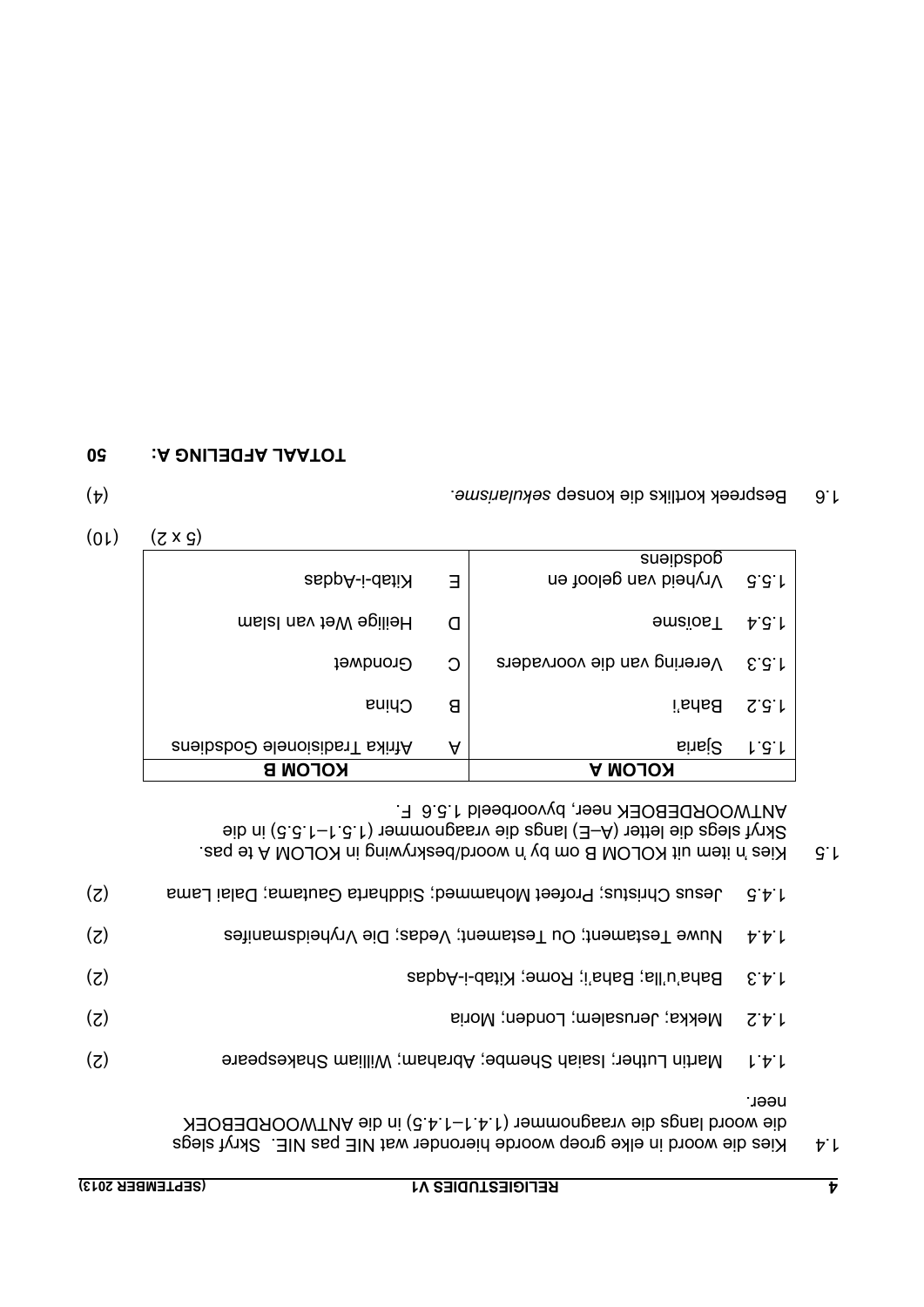1.4 Kies die woord in elke groep woorde hieronder wat NIE pas NIE. Skryf slegs die woord langs die vraagnommer (1.4.1–1.4.5) in die ANTWOORDEBOEK neer.

1.4.1 Martin Luther; Isaiah Shembe; Abraham; William Shakespeare (2)

1.4.2 Mekka; Jerusalem; Londen; Moria (2)

1.4.3 Baha'u'lla; Baha'i; Rome; Kitab-i-Aqdas (2)

1.4.4 Nuwe Testament; Ou Testament; Vedas; Die Vryheidsmanifes (2)

1.4.5 Jesus Christus; Profeet Mohammed; Siddharta Gautama; Dalai Lama (2)

1.5 Kies 'n item uit KOLOM B om by 'n woord/beskrywing in KOLOM A te pas. Skryf slegs die letter (A–E) langs die vraagnommer (1.5.1–1.5.5) in die ANTWOORDEBOEK neer, byvoorbeeld 1.5.6 F.

| KOLOM A | KOLOM B |
|---|---|
| 1.5.1 Sjaria | A Afrika Tradisionele Godsdiens |
| 1.5.2 Baha'i | B China |
| 1.5.3 Verering van die voorvaders | C Grondwet |
| 1.5.4 Taoïsme | D Heilige Wet van Islam |
| 1.5.5 Vryheid van geloof en godsdiens | E Kitab-i-Aqdas |

(5 x 2) (10)

1.6 Bespreek kortliks die konsep *sekularisme*. (4)

**TOTAAL AFDELING A: 50**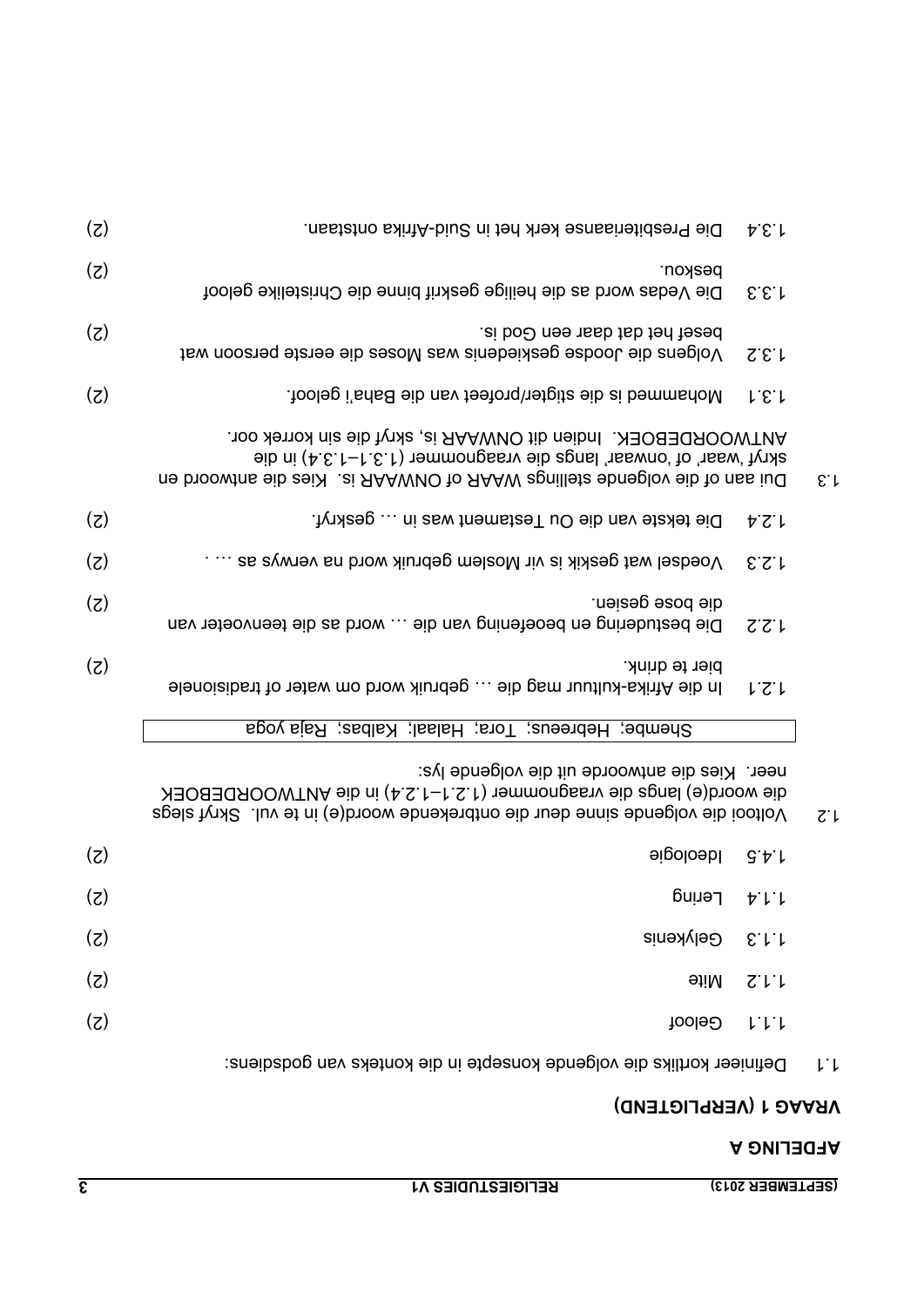## AFDELING A

### VRAAG 1 (VERPLIGTEND)

1.1 Definieer kortliks die volgende konsepte in die konteks van godsdiens:

1.1.1 Geloof (2)

1.1.2 Mite (2)

1.1.3 Gelykenis (2)

1.1.4 Lering (2)

1.4.5 Ideologie (2)

1.2 Voltooi die volgende sinne deur die ontbrekende woord(e) in te vul. Skryf slegs die woord(e) langs die vraagnommer (1.2.1–1.2.4) in die ANTWOORDEBOEK neer. Kies die antwoorde uit die volgende lys:

| Shembe; Hebreeus; Tora; Halaal; Kalbas; Raja yoga |
|---|

1.2.1 In die Afrika-kultuur mag die … gebruik word om water of tradisionele bier te drink. (2)

1.2.2 Die bestudering en beoefening van die … word as die teenvoeter van die bose gesien. (2)

1.2.3 Voedsel wat geskik is vir Moslem gebruik word na verwys as … . (2)

1.2.4 Die tekste van die Ou Testament was in … geskryf. (2)

1.3 Dui aan of die volgende stellings WAAR of ONWAAR is. Kies die antwoord en skryf 'waar' of 'onwaar' langs die vraagnommer (1.3.1–1.3.4) in die ANTWOORDEBOEK. Indien dit ONWAAR is, skryf die sin korrek oor.

1.3.1 Mohammed is die stigter/profeet van die Baha'i geloof. (2)

1.3.2 Volgens die Joodse geskiedenis was Moses die eerste persoon wat besef het dat daar een God is. (2)

1.3.3 Die Vedas word as die heilige geskrif binne die Christelike geloof beskou. (2)

1.3.4 Die Presbiteriaanse kerk het in Suid-Afrika ontstaan. (2)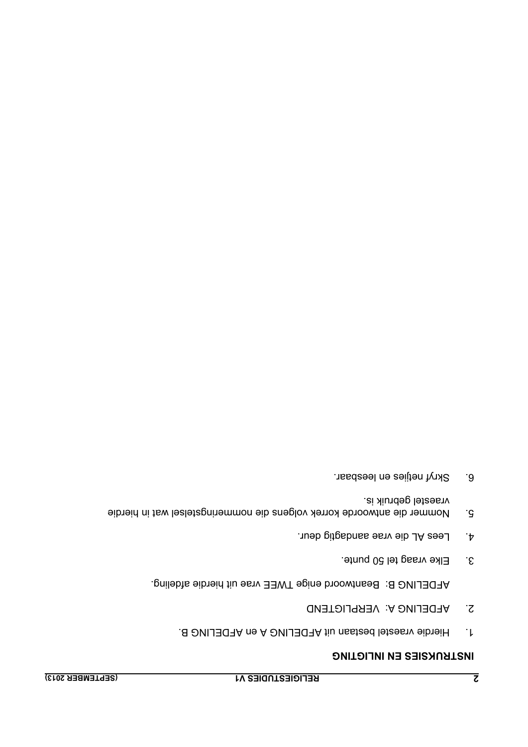## INSTRUKSIES EN INLIGTING

1. Hierdie vraestel bestaan uit AFDELING A en AFDELING B.

2. AFDELING A: VERPLIGTEND

   AFDELING B: Beantwoord enige TWEE vrae uit hierdie afdeling.

3. Elke vraag tel 50 punte.

4. Lees AL die vrae aandagtig deur.

5. Nommer die antwoorde korrek volgens die nommeringstelsel wat in hierdie vraestel gebruik is.

6. Skryf netjies en leesbaar.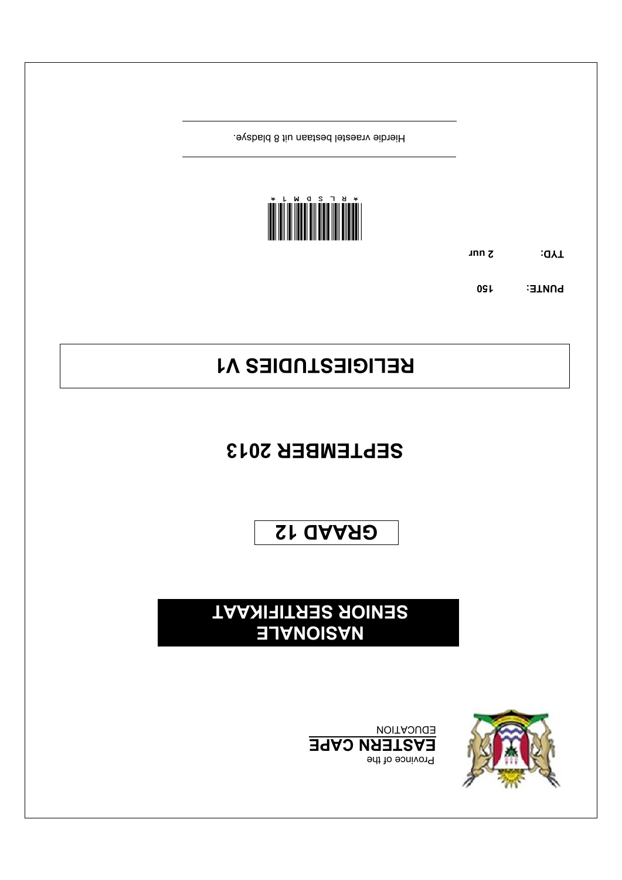# NASIONALE SENIOR SERTIFIKAAT

# GRAAD 12

## SEPTEMBER 2013

## RELIGIESTUDIES V1

**PUNTE:** 150

**TYD:** 2 uur

\*RLSDM1\*

Hierdie vraestel bestaan uit 8 bladsye.

Province of the
**EASTERN CAPE**
EDUCATION